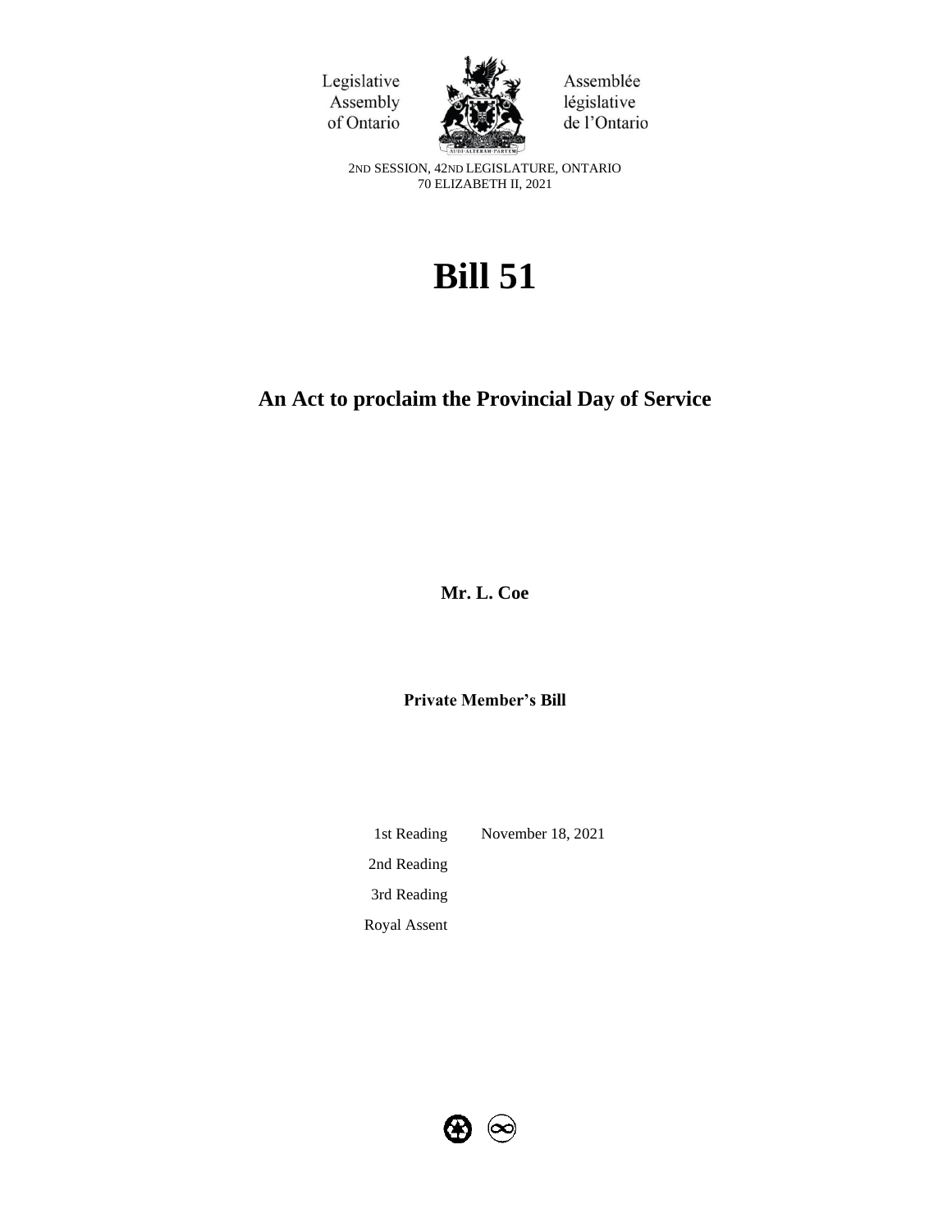Legislative Assembly of Ontario

Assemblée législative de l'Ontario

2ND SESSION, 42ND LEGISLATURE, ONTARIO
70 ELIZABETH II, 2021

# Bill 51

## An Act to proclaim the Provincial Day of Service

**Mr. L. Coe**

**Private Member's Bill**

| | |
|---|---|
| 1st Reading | November 18, 2021 |
| 2nd Reading | |
| 3rd Reading | |
| Royal Assent | |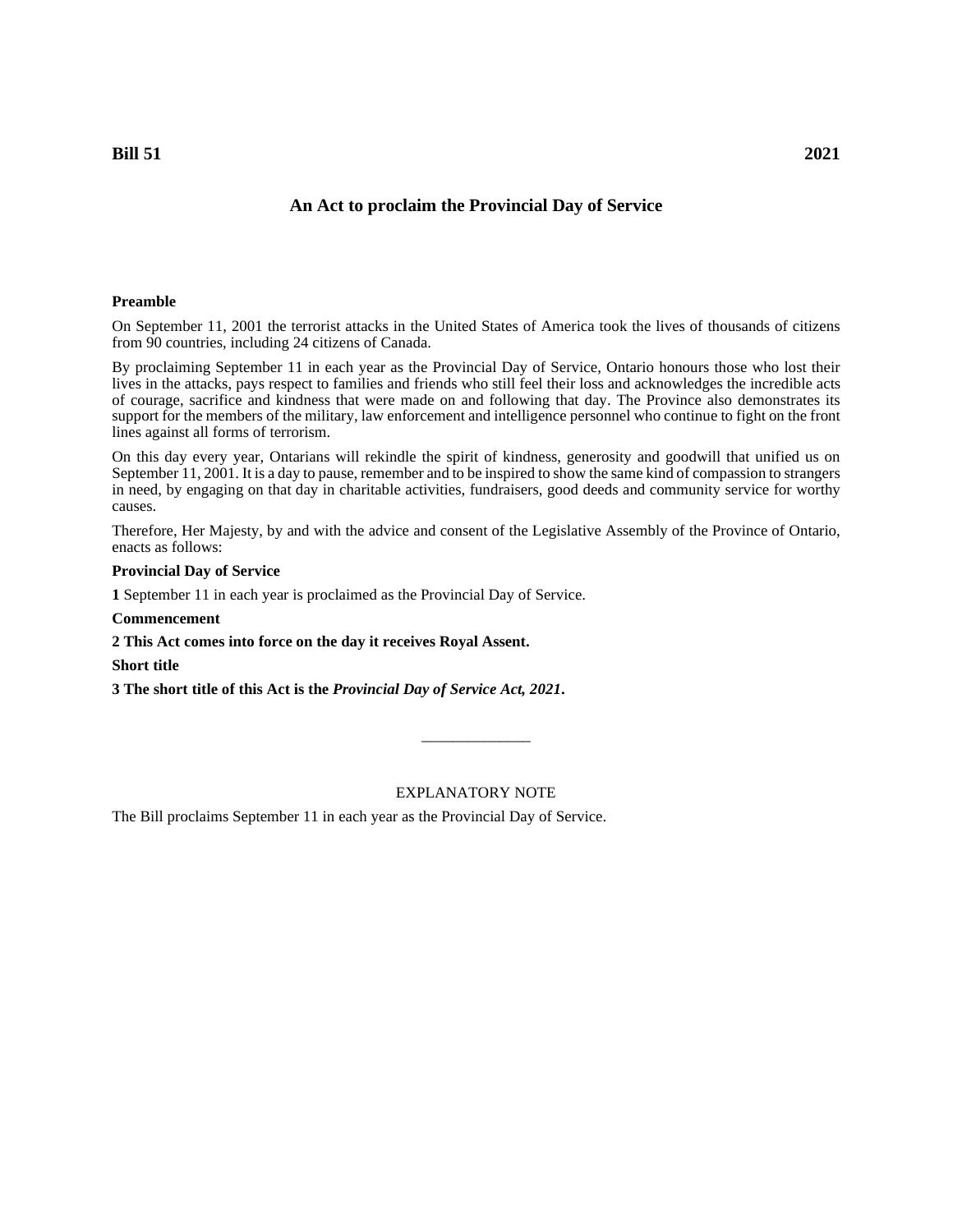**Bill 51** **2021**

# An Act to proclaim the Provincial Day of Service

**Preamble**

On September 11, 2001 the terrorist attacks in the United States of America took the lives of thousands of citizens from 90 countries, including 24 citizens of Canada.

By proclaiming September 11 in each year as the Provincial Day of Service, Ontario honours those who lost their lives in the attacks, pays respect to families and friends who still feel their loss and acknowledges the incredible acts of courage, sacrifice and kindness that were made on and following that day. The Province also demonstrates its support for the members of the military, law enforcement and intelligence personnel who continue to fight on the front lines against all forms of terrorism.

On this day every year, Ontarians will rekindle the spirit of kindness, generosity and goodwill that unified us on September 11, 2001. It is a day to pause, remember and to be inspired to show the same kind of compassion to strangers in need, by engaging on that day in charitable activities, fundraisers, good deeds and community service for worthy causes.

Therefore, Her Majesty, by and with the advice and consent of the Legislative Assembly of the Province of Ontario, enacts as follows:

**Provincial Day of Service**

**1** September 11 in each year is proclaimed as the Provincial Day of Service.

**Commencement**

**2 This Act comes into force on the day it receives Royal Assent.**

**Short title**

**3 The short title of this Act is the *Provincial Day of Service Act, 2021*.**

---

EXPLANATORY NOTE

The Bill proclaims September 11 in each year as the Provincial Day of Service.